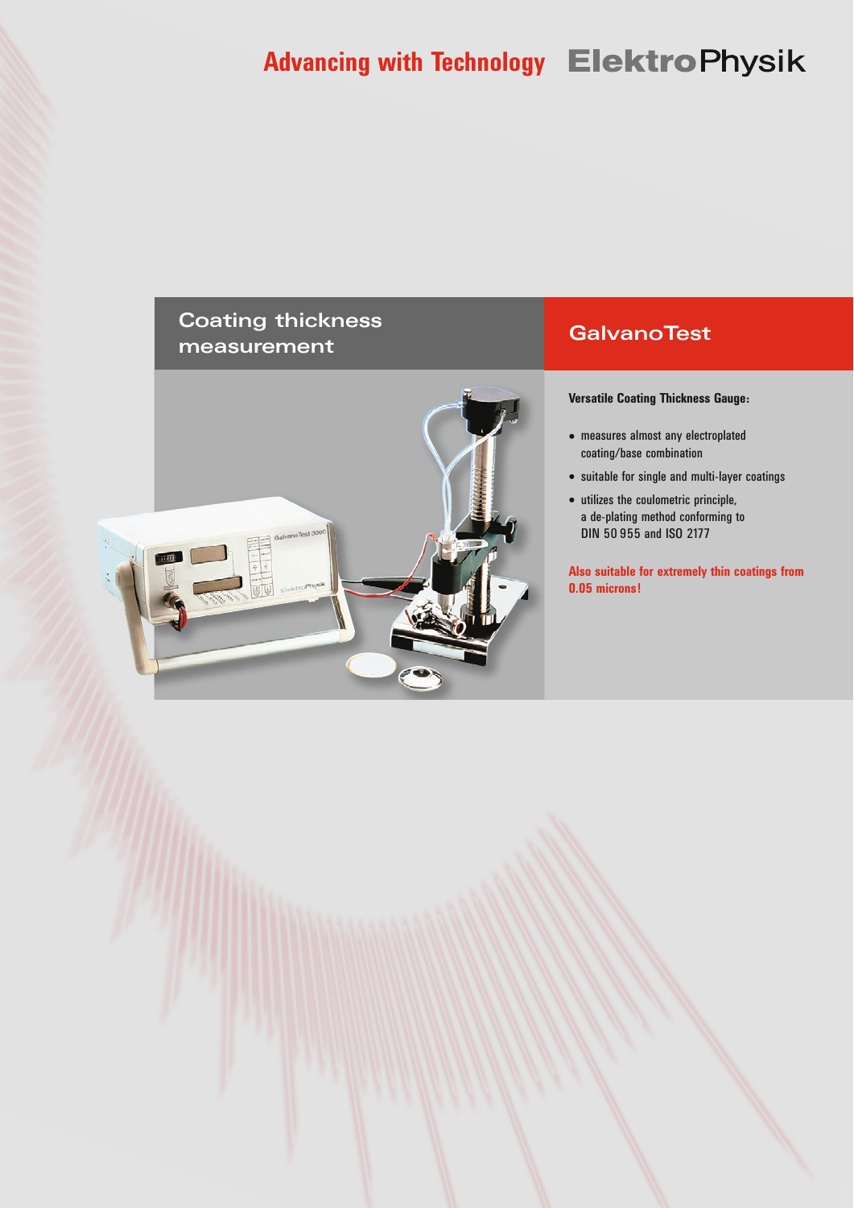Advancing with Technology **ElektroPhysik**

## Coating thickness measurement

## GalvanoTest

**Versatile Coating Thickness Gauge:**

- measures almost any electroplated coating/base combination
- suitable for single and multi-layer coatings
- utilizes the coulometric principle, a de-plating method conforming to DIN 50 955 and ISO 2177

**Also suitable for extremely thin coatings from 0.05 microns!**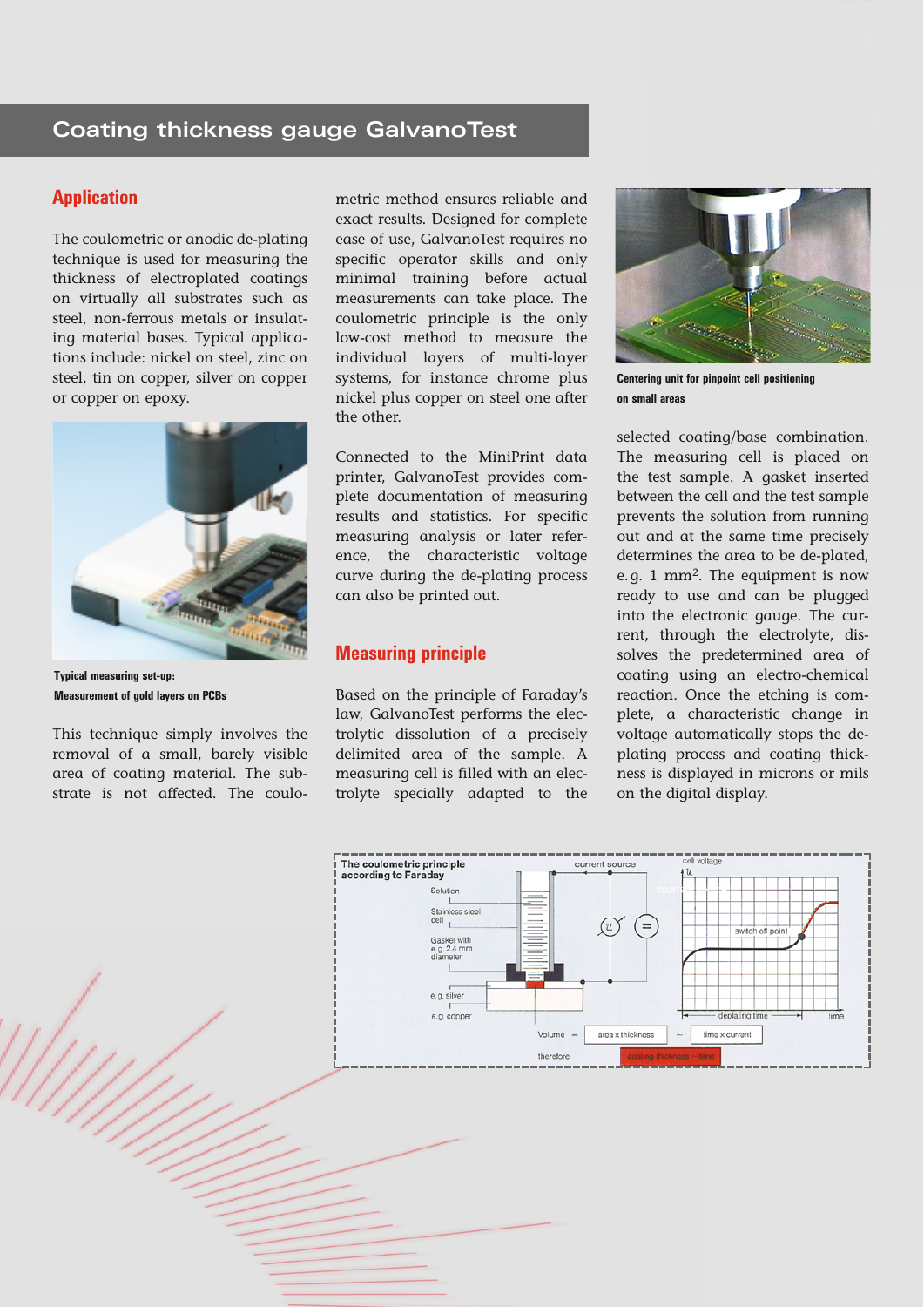## Coating thickness gauge GalvanoTest

### Application

The coulometric or anodic de-plating technique is used for measuring the thickness of electroplated coatings on virtually all substrates such as steel, non-ferrous metals or insulating material bases. Typical applications include: nickel on steel, zinc on steel, tin on copper, silver on copper or copper on epoxy.

**Typical measuring set-up: Measurement of gold layers on PCBs**

This technique simply involves the removal of a small, barely visible area of coating material. The substrate is not affected. The coulometric method ensures reliable and exact results. Designed for complete ease of use, GalvanoTest requires no specific operator skills and only minimal training before actual measurements can take place. The coulometric principle is the only low-cost method to measure the individual layers of multi-layer systems, for instance chrome plus nickel plus copper on steel one after the other.

Connected to the MiniPrint data printer, GalvanoTest provides complete documentation of measuring results and statistics. For specific measuring analysis or later reference, the characteristic voltage curve during the de-plating process can also be printed out.

### Measuring principle

Based on the principle of Faraday's law, GalvanoTest performs the electrolytic dissolution of a precisely delimited area of the sample. A measuring cell is filled with an electrolyte specially adapted to the selected coating/base combination. The measuring cell is placed on the test sample. A gasket inserted between the cell and the test sample prevents the solution from running out and at the same time precisely determines the area to be de-plated, e.g. 1 mm². The equipment is now ready to use and can be plugged into the electronic gauge. The current, through the electrolyte, dissolves the predetermined area of coating using an electro-chemical reaction. Once the etching is complete, a characteristic change in voltage automatically stops the de-plating process and coating thickness is displayed in microns or mils on the digital display.

**Centering unit for pinpoint cell positioning on small areas**

**The coulometric principle according to Faraday**

Solution; Stainless steel cell; Gasket with e.g. 2.4 mm diameter; e.g. silver; e.g. copper; current source; cell voltage $U$; switch off point; deplating time; time

Volume = area x thickness ~ time x current

therefore coating thickness ~ time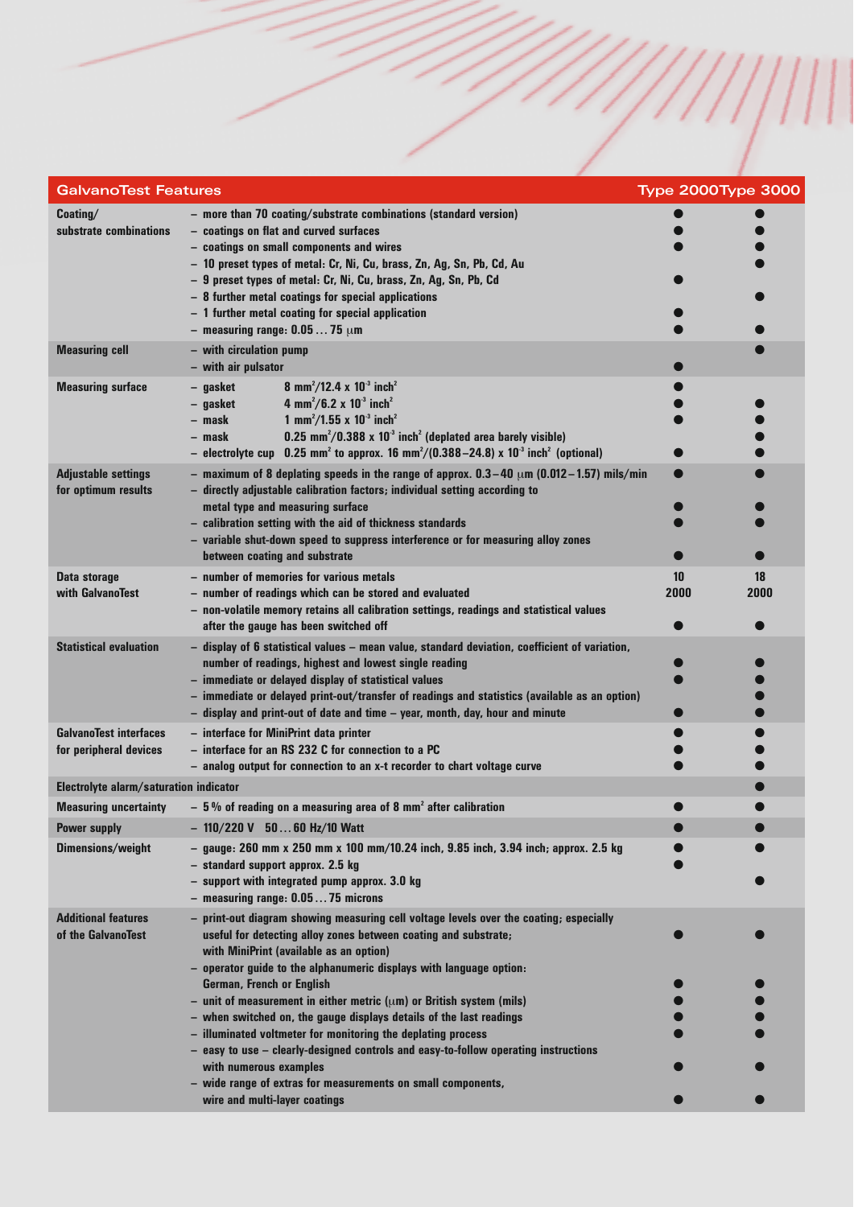| GalvanoTest Features | | Type 2000 | Type 3000 |
|---|---|---|---|
| Coating/ substrate combinations | – more than 70 coating/substrate combinations (standard version) | ● | ● |
| | – coatings on flat and curved surfaces | ● | ● |
| | – coatings on small components and wires | ● | ● |
| | – 10 preset types of metal: Cr, Ni, Cu, brass, Zn, Ag, Sn, Pb, Cd, Au | | ● |
| | – 9 preset types of metal: Cr, Ni, Cu, brass, Zn, Ag, Sn, Pb, Cd | ● | |
| | – 8 further metal coatings for special applications | | ● |
| | – 1 further metal coating for special application | ● | |
| | – measuring range: 0.05 … 75 µm | ● | ● |
| Measuring cell | – with circulation pump | | ● |
| | – with air pulsator | ● | |
| Measuring surface | – gasket 8 mm²/12.4 x 10⁻³ inch² | ● | |
| | – gasket 4 mm²/6.2 x 10⁻³ inch² | ● | ● |
| | – mask 1 mm²/1.55 x 10⁻³ inch² | ● | ● |
| | – mask 0.25 mm²/0.388 x 10⁻³ inch² (deplated area barely visible) | | ● |
| | – electrolyte cup 0.25 mm² to approx. 16 mm²/(0.388–24.8) x 10⁻³ inch² (optional) | ● | ● |
| Adjustable settings for optimum results | – maximum of 8 deplating speeds in the range of approx. 0.3–40 µm (0.012–1.57) mils/min | ● | ● |
| | – directly adjustable calibration factors; individual setting according to metal type and measuring surface | ● | ● |
| | – calibration setting with the aid of thickness standards | ● | ● |
| | – variable shut-down speed to suppress interference or for measuring alloy zones between coating and substrate | ● | ● |
| Data storage with GalvanoTest | – number of memories for various metals | 10 | 18 |
| | – number of readings which can be stored and evaluated | 2000 | 2000 |
| | – non-volatile memory retains all calibration settings, readings and statistical values after the gauge has been switched off | ● | ● |
| Statistical evaluation | – display of 6 statistical values – mean value, standard deviation, coefficient of variation, number of readings, highest and lowest single reading | ● | ● |
| | – immediate or delayed display of statistical values | ● | ● |
| | – immediate or delayed print-out/transfer of readings and statistics (available as an option) | | ● |
| | – display and print-out of date and time – year, month, day, hour and minute | ● | ● |
| GalvanoTest interfaces for peripheral devices | – interface for MiniPrint data printer | ● | ● |
| | – interface for an RS 232 C for connection to a PC | ● | ● |
| | – analog output for connection to an x-t recorder to chart voltage curve | ● | ● |
| Electrolyte alarm/saturation indicator | | | ● |
| Measuring uncertainty | – 5 % of reading on a measuring area of 8 mm² after calibration | ● | ● |
| Power supply | – 110/220 V 50 … 60 Hz/10 Watt | ● | ● |
| Dimensions/weight | – gauge: 260 mm x 250 mm x 100 mm/10.24 inch, 9.85 inch, 3.94 inch; approx. 2.5 kg | ● | ● |
| | – standard support approx. 2.5 kg | ● | |
| | – support with integrated pump approx. 3.0 kg | | ● |
| | – measuring range: 0.05 … 75 microns | | |
| Additional features of the GalvanoTest | – print-out diagram showing measuring cell voltage levels over the coating; especially useful for detecting alloy zones between coating and substrate; with MiniPrint (available as an option) | ● | ● |
| | – operator guide to the alphanumeric displays with language option: German, French or English | ● | ● |
| | – unit of measurement in either metric (µm) or British system (mils) | ● | ● |
| | – when switched on, the gauge displays details of the last readings | ● | ● |
| | – illuminated voltmeter for monitoring the deplating process | ● | ● |
| | – easy to use – clearly-designed controls and easy-to-follow operating instructions with numerous examples | ● | ● |
| | – wide range of extras for measurements on small components, wire and multi-layer coatings | ● | ● |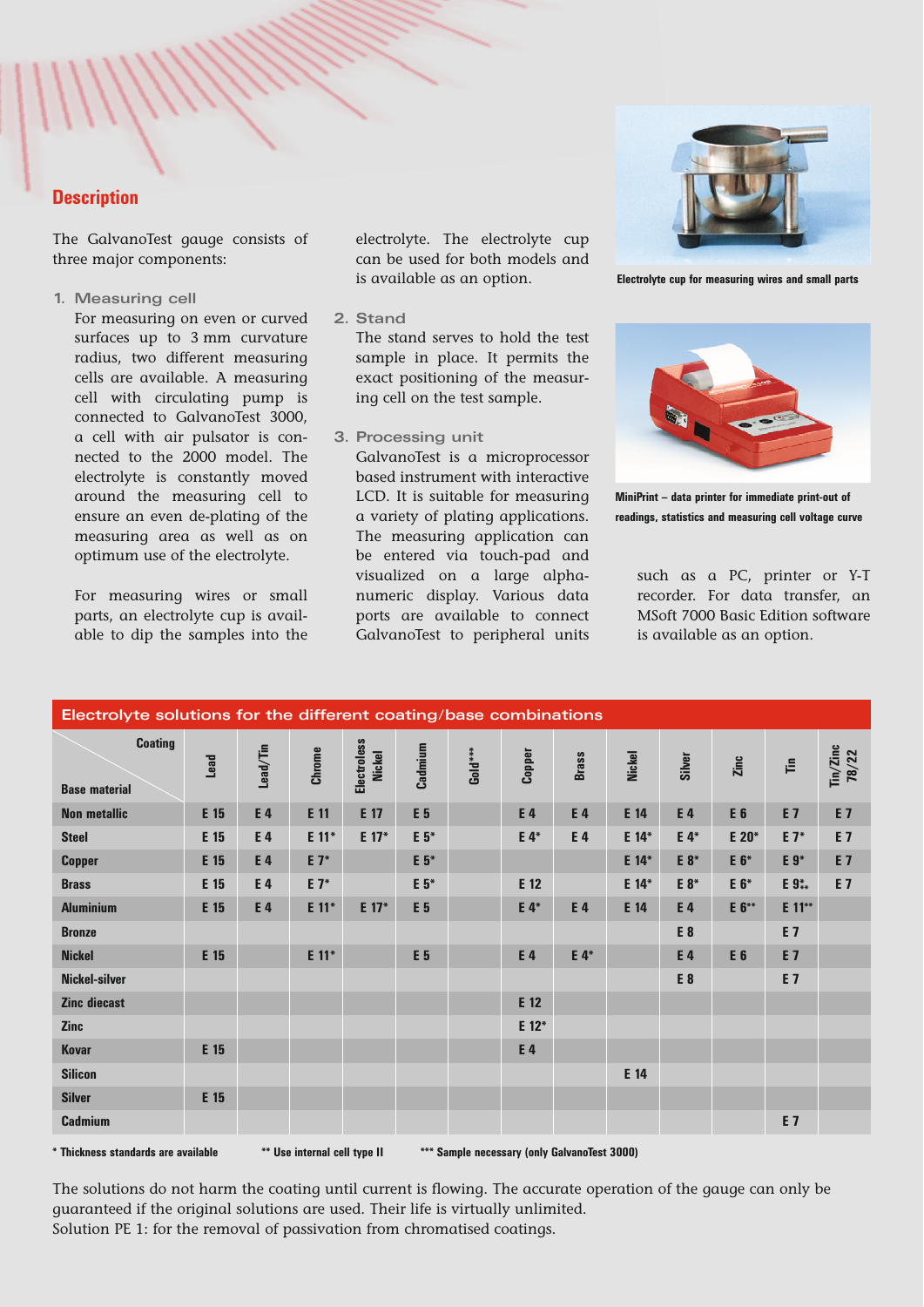## Description

The GalvanoTest gauge consists of three major components:

1. **Measuring cell**

   For measuring on even or curved surfaces up to 3 mm curvature radius, two different measuring cells are available. A measuring cell with circulating pump is connected to GalvanoTest 3000, a cell with air pulsator is connected to the 2000 model. The electrolyte is constantly moved around the measuring cell to ensure an even de-plating of the measuring area as well as on optimum use of the electrolyte.

   For measuring wires or small parts, an electrolyte cup is available to dip the samples into the electrolyte. The electrolyte cup can be used for both models and is available as an option.

2. **Stand**

   The stand serves to hold the test sample in place. It permits the exact positioning of the measuring cell on the test sample.

3. **Processing unit**

   GalvanoTest is a microprocessor based instrument with interactive LCD. It is suitable for measuring a variety of plating applications. The measuring application can be entered via touch-pad and visualized on a large alphanumeric display. Various data ports are available to connect GalvanoTest to peripheral units such as a PC, printer or Y-T recorder. For data transfer, an MSoft 7000 Basic Edition software is available as an option.

**Electrolyte cup for measuring wires and small parts**

**MiniPrint – data printer for immediate print-out of readings, statistics and measuring cell voltage curve**

## Electrolyte solutions for the different coating/base combinations

| Base material \ Coating | Lead | Lead/Tin | Chrome | Electroless Nickel | Cadmium | Gold*** | Copper | Brass | Nickel | Silver | Zinc | Tin | Tin/Zinc 78/22 |
|---|---|---|---|---|---|---|---|---|---|---|---|---|---|
| **Non metallic** | E 15 | E 4 | E 11 | E 17 | E 5 | | E 4 | E 4 | E 14 | E 4 | E 6 | E 7 | E 7 |
| **Steel** | E 15 | E 4 | E 11* | E 17* | E 5* | | E 4* | E 4 | E 14* | E 4* | E 20* | E 7* | E 7 |
| **Copper** | E 15 | E 4 | E 7* | | E 5* | | | | E 14* | E 8* | E 6* | E 9* | E 7 |
| **Brass** | E 15 | E 4 | E 7* | | E 5* | | E 12 | | E 14* | E 8* | E 6* | E 9** | E 7 |
| **Aluminium** | E 15 | E 4 | E 11* | E 17* | E 5 | | E 4* | E 4 | E 14 | E 4 | E 6** | E 11** | |
| **Bronze** | | | | | | | | | | E 8 | | E 7 | |
| **Nickel** | E 15 | | E 11* | | E 5 | | E 4 | E 4* | | E 4 | E 6 | E 7 | |
| **Nickel-silver** | | | | | | | | | | E 8 | | E 7 | |
| **Zinc diecast** | | | | | | | E 12 | | | | | | |
| **Zinc** | | | | | | | E 12* | | | | | | |
| **Kovar** | E 15 | | | | | | E 4 | | | | | | |
| **Silicon** | | | | | | | | | E 14 | | | | |
| **Silver** | E 15 | | | | | | | | | | | | |
| **Cadmium** | | | | | | | | | | | | E 7 | |

**\* Thickness standards are available** **\*\* Use internal cell type II** **\*\*\* Sample necessary (only GalvanoTest 3000)**

The solutions do not harm the coating until current is flowing. The accurate operation of the gauge can only be guaranteed if the original solutions are used. Their life is virtually unlimited.
Solution PE 1: for the removal of passivation from chromatised coatings.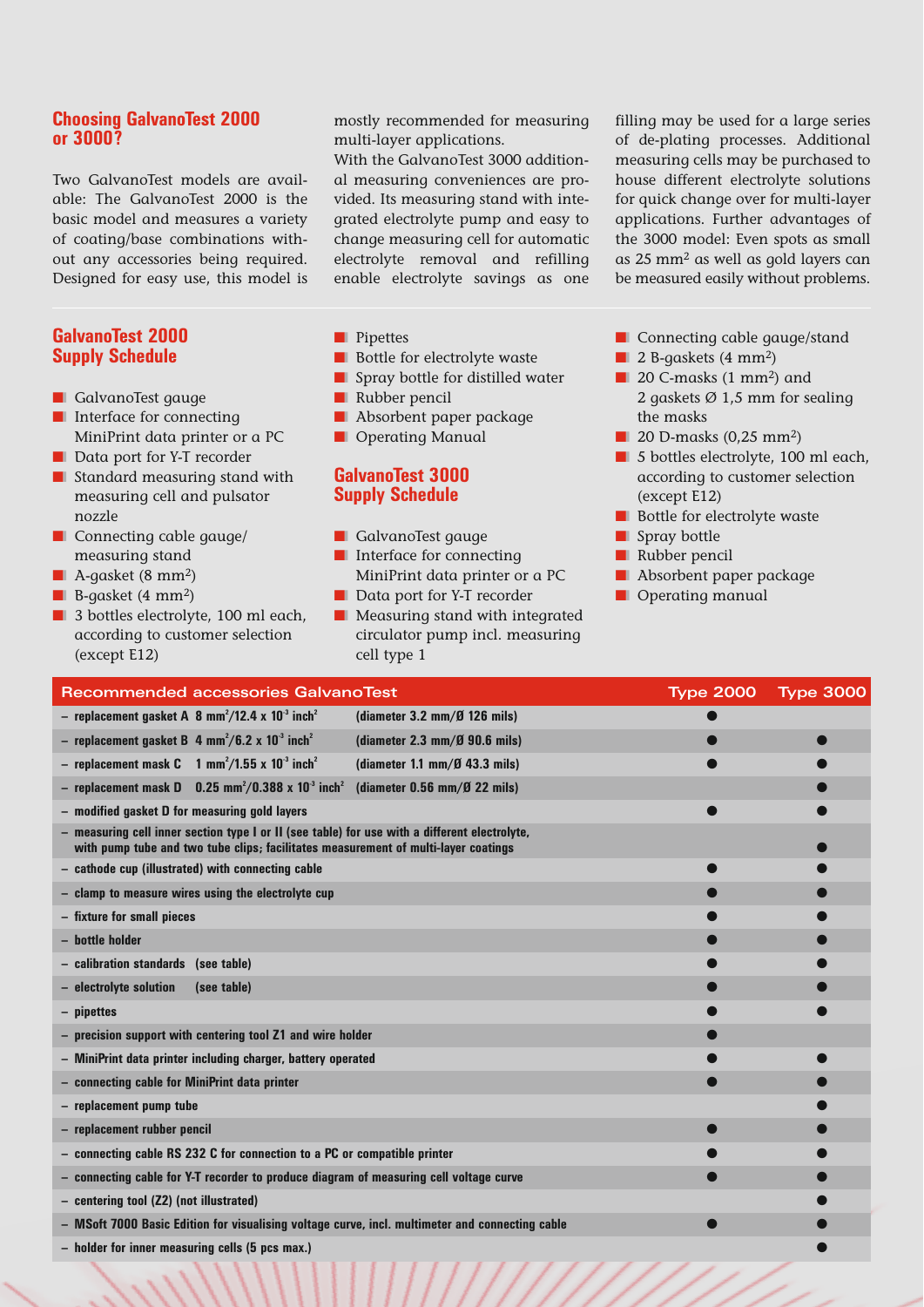## Choosing GalvanoTest 2000 or 3000?

Two GalvanoTest models are available: The GalvanoTest 2000 is the basic model and measures a variety of coating/base combinations without any accessories being required. Designed for easy use, this model is mostly recommended for measuring multi-layer applications.

With the GalvanoTest 3000 additional measuring conveniences are provided. Its measuring stand with integrated electrolyte pump and easy to change measuring cell for automatic electrolyte removal and refilling enable electrolyte savings as one filling may be used for a large series of de-plating processes. Additional measuring cells may be purchased to house different electrolyte solutions for quick change over for multi-layer applications. Further advantages of the 3000 model: Even spots as small as 25 mm² as well as gold layers can be measured easily without problems.

## GalvanoTest 2000 Supply Schedule

- GalvanoTest gauge
- Interface for connecting MiniPrint data printer or a PC
- Data port for Y-T recorder
- Standard measuring stand with measuring cell and pulsator nozzle
- Connecting cable gauge/ measuring stand
- A-gasket (8 mm²)
- B-gasket (4 mm²)
- 3 bottles electrolyte, 100 ml each, according to customer selection (except E12)
- Pipettes
- Bottle for electrolyte waste
- Spray bottle for distilled water
- Rubber pencil
- Absorbent paper package
- Operating Manual

## GalvanoTest 3000 Supply Schedule

- GalvanoTest gauge
- Interface for connecting MiniPrint data printer or a PC
- Data port for Y-T recorder
- Measuring stand with integrated circulator pump incl. measuring cell type 1
- Connecting cable gauge/stand
- 2 B-gaskets (4 mm²)
- 20 C-masks (1 mm²) and 2 gaskets Ø 1,5 mm for sealing the masks
- 20 D-masks (0,25 mm²)
- 5 bottles electrolyte, 100 ml each, according to customer selection (except E12)
- Bottle for electrolyte waste
- Spray bottle
- Rubber pencil
- Absorbent paper package
- Operating manual

| Recommended accessories GalvanoTest | Type 2000 | Type 3000 |
|---|---|---|
| – replacement gasket A 8 mm²/12.4 x $10^{-3}$ inch² (diameter 3.2 mm/Ø 126 mils) | ● | |
| – replacement gasket B 4 mm²/6.2 x $10^{-3}$ inch² (diameter 2.3 mm/Ø 90.6 mils) | ● | ● |
| – replacement mask C 1 mm²/1.55 x $10^{-3}$ inch² (diameter 1.1 mm/Ø 43.3 mils) | ● | ● |
| – replacement mask D 0.25 mm²/0.388 x $10^{-3}$ inch² (diameter 0.56 mm/Ø 22 mils) | | ● |
| – modified gasket D for measuring gold layers | ● | ● |
| – measuring cell inner section type I or II (see table) for use with a different electrolyte, with pump tube and two tube clips; facilitates measurement of multi-layer coatings | | ● |
| – cathode cup (illustrated) with connecting cable | ● | ● |
| – clamp to measure wires using the electrolyte cup | ● | ● |
| – fixture for small pieces | ● | ● |
| – bottle holder | ● | ● |
| – calibration standards (see table) | ● | ● |
| – electrolyte solution (see table) | ● | ● |
| – pipettes | ● | ● |
| – precision support with centering tool Z1 and wire holder | ● | |
| – MiniPrint data printer including charger, battery operated | ● | ● |
| – connecting cable for MiniPrint data printer | ● | ● |
| – replacement pump tube | | ● |
| – replacement rubber pencil | ● | ● |
| – connecting cable RS 232 C for connection to a PC or compatible printer | ● | ● |
| – connecting cable for Y-T recorder to produce diagram of measuring cell voltage curve | ● | ● |
| – centering tool (Z2) (not illustrated) | | ● |
| – MSoft 7000 Basic Edition for visualising voltage curve, incl. multimeter and connecting cable | ● | ● |
| – holder for inner measuring cells (5 pcs max.) | | ● |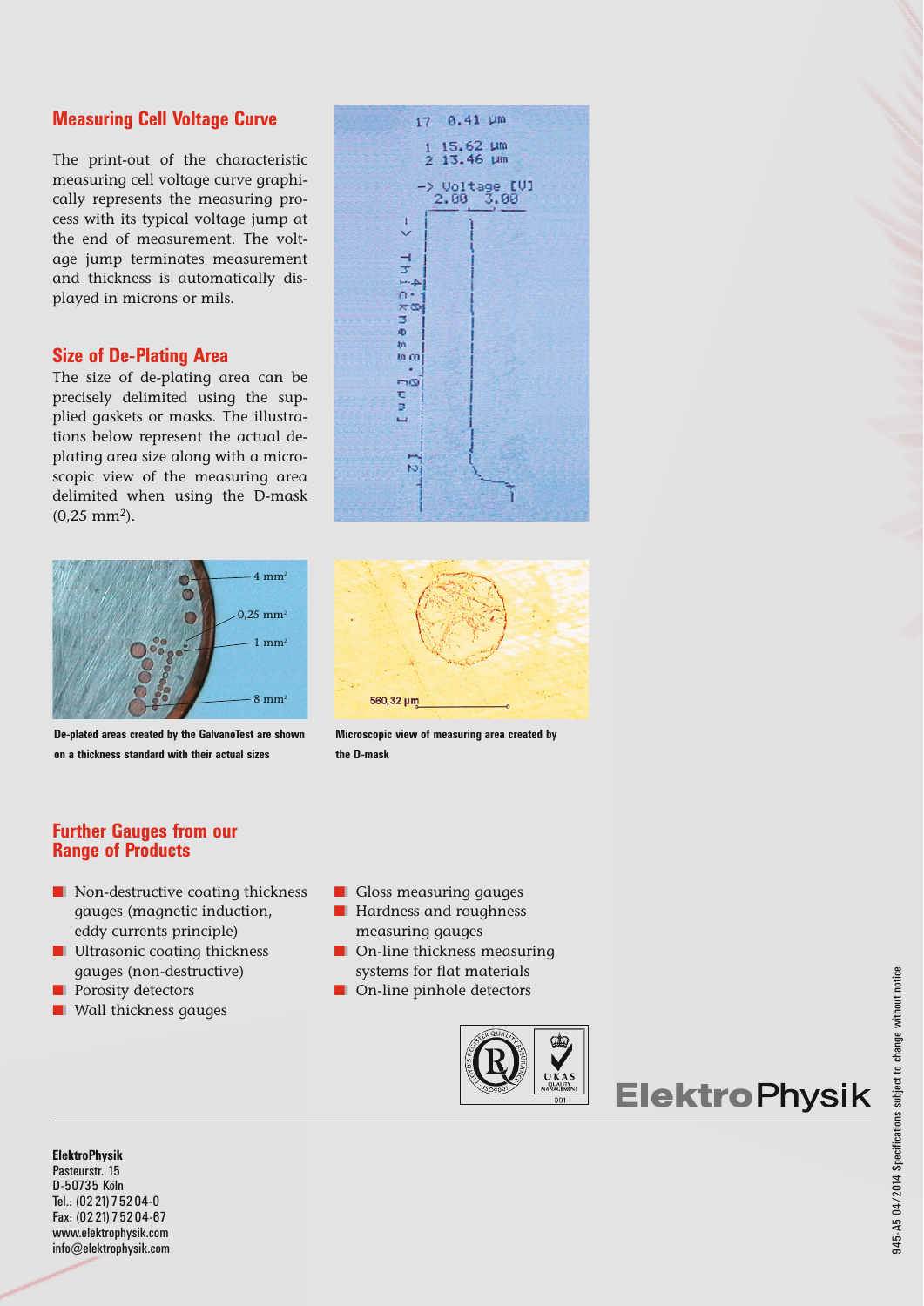## Measuring Cell Voltage Curve

The print-out of the characteristic measuring cell voltage curve graphically represents the measuring process with its typical voltage jump at the end of measurement. The voltage jump terminates measurement and thickness is automatically displayed in microns or mils.

17 0.41 µm

1 15.62 µm
2 13.46 µm

-> Voltage [V]
2.00 3.00

| Thickness [µm]

4.0

8.0

12

## Size of De-Plating Area

The size of de-plating area can be precisely delimited using the supplied gaskets or masks. The illustrations below represent the actual de-plating area size along with a microscopic view of the measuring area delimited when using the D-mask (0,25 mm²).

4 mm²
0,25 mm²
1 mm²
8 mm²

**De-plated areas created by the GalvanoTest are shown on a thickness standard with their actual sizes**

560,32 µm

**Microscopic view of measuring area created by the D-mask**

## Further Gauges from our Range of Products

- Non-destructive coating thickness gauges (magnetic induction, eddy currents principle)
- Ultrasonic coating thickness gauges (non-destructive)
- Porosity detectors
- Wall thickness gauges
- Gloss measuring gauges
- Hardness and roughness measuring gauges
- On-line thickness measuring systems for flat materials
- On-line pinhole detectors

ElektroPhysik

**ElektroPhysik**
Pasteurstr. 15
D-50735 Köln
Tel.: (02 21) 7 52 04-0
Fax: (02 21) 7 52 04-67
www.elektrophysik.com
info@elektrophysik.com

945-A5 04/2014 Specifications subject to change without notice